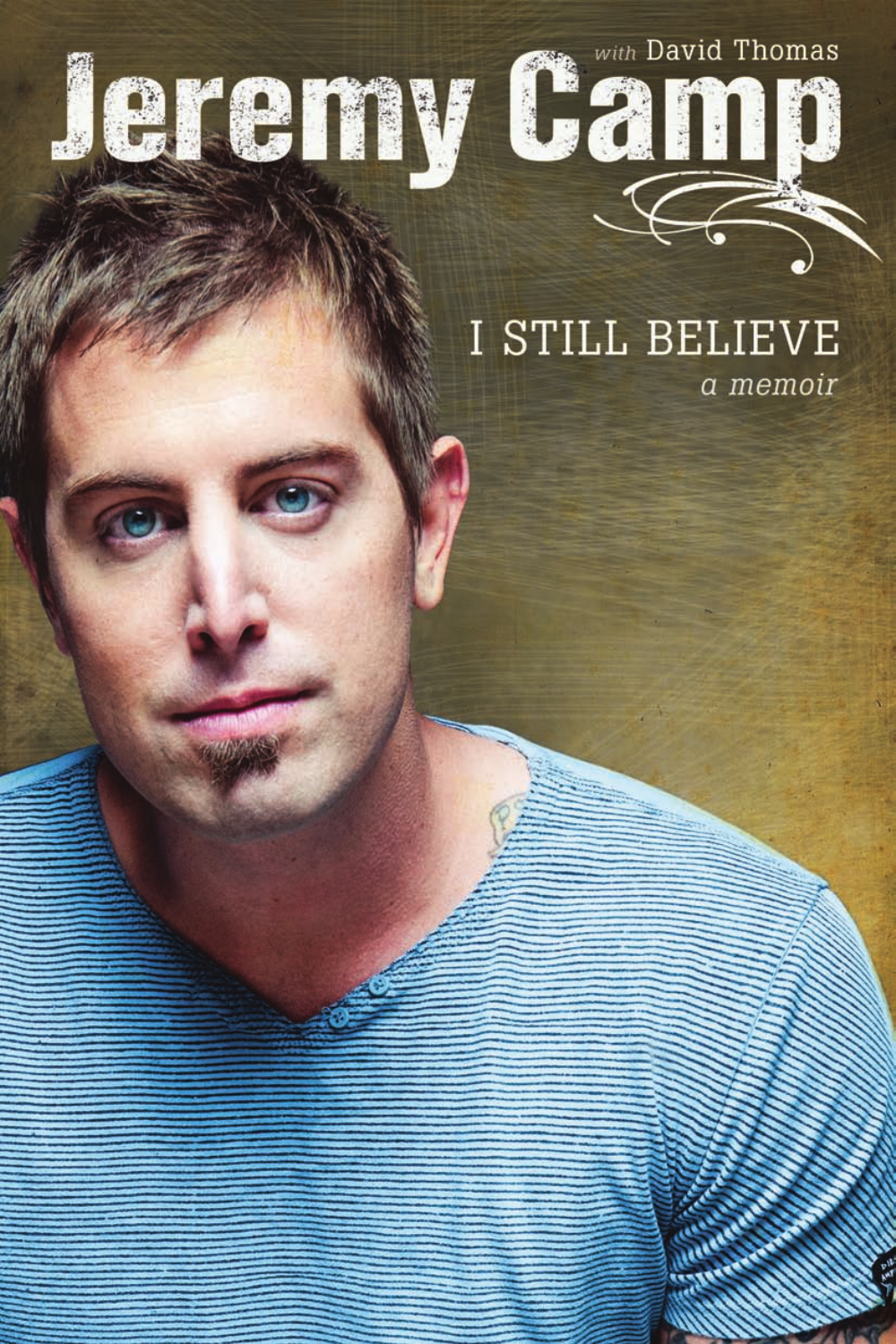*with* David Thomas

# Jeremy Camp

## I STILL BELIEVE

*a memoir*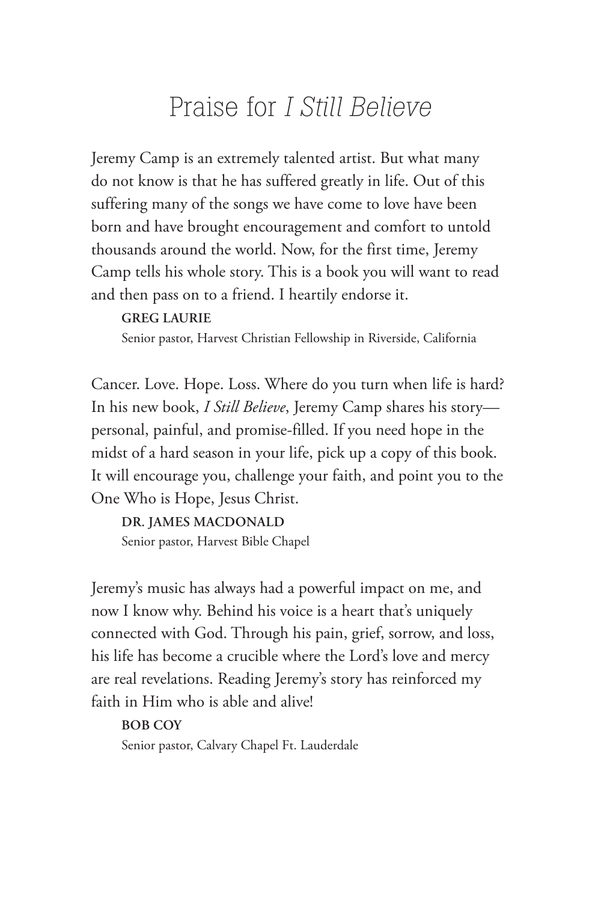# Praise for *I Still Believe*

Jeremy Camp is an extremely talented artist. But what many do not know is that he has suffered greatly in life. Out of this suffering many of the songs we have come to love have been born and have brought encouragement and comfort to untold thousands around the world. Now, for the first time, Jeremy Camp tells his whole story. This is a book you will want to read and then pass on to a friend. I heartily endorse it.

**GREG LAURIE**
Senior pastor, Harvest Christian Fellowship in Riverside, California

Cancer. Love. Hope. Loss. Where do you turn when life is hard? In his new book, *I Still Believe*, Jeremy Camp shares his story—personal, painful, and promise-filled. If you need hope in the midst of a hard season in your life, pick up a copy of this book. It will encourage you, challenge your faith, and point you to the One Who is Hope, Jesus Christ.

**DR. JAMES MACDONALD**
Senior pastor, Harvest Bible Chapel

Jeremy's music has always had a powerful impact on me, and now I know why. Behind his voice is a heart that's uniquely connected with God. Through his pain, grief, sorrow, and loss, his life has become a crucible where the Lord's love and mercy are real revelations. Reading Jeremy's story has reinforced my faith in Him who is able and alive!

**BOB COY**
Senior pastor, Calvary Chapel Ft. Lauderdale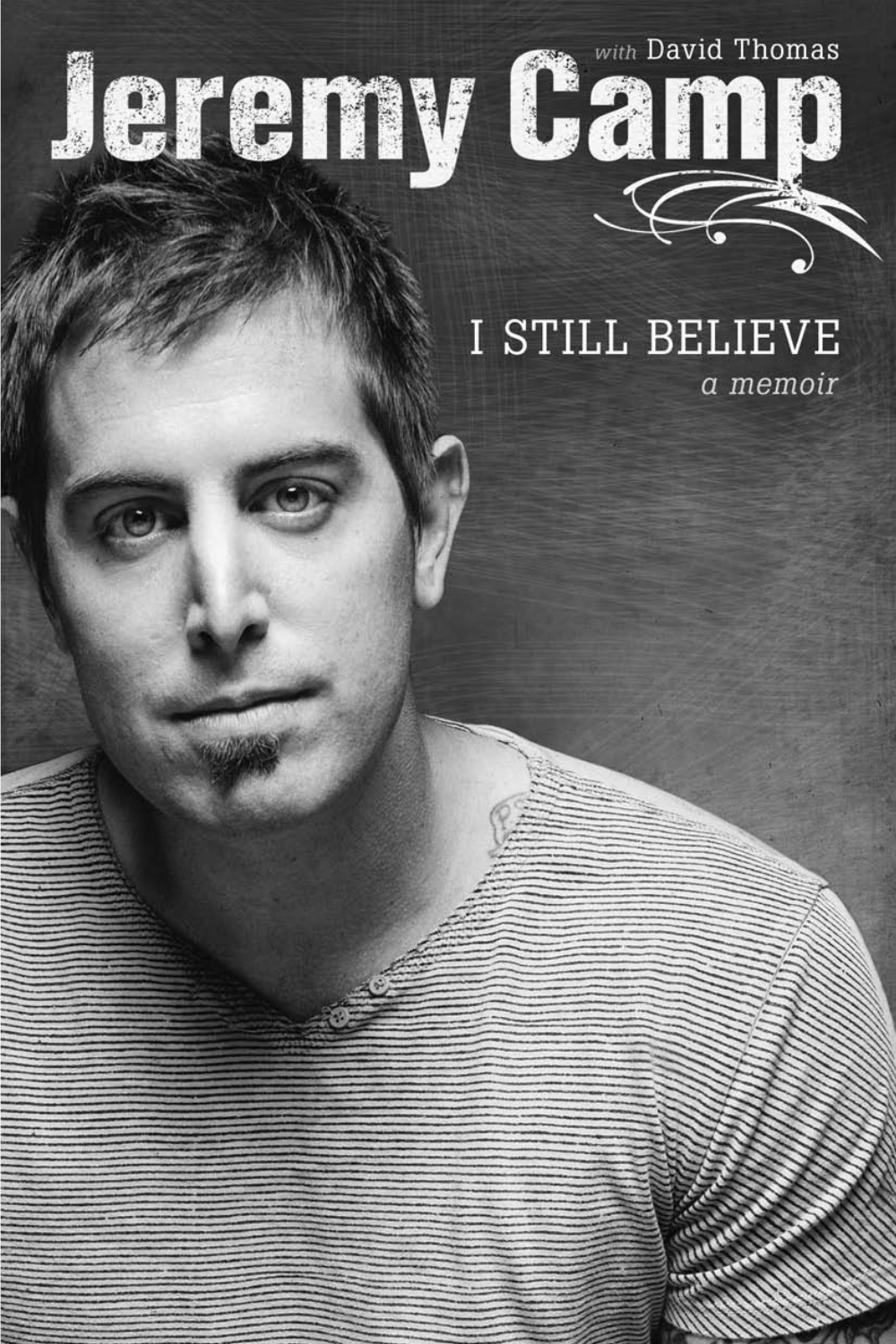with David Thomas

# Jeremy Camp

## I STILL BELIEVE

*a memoir*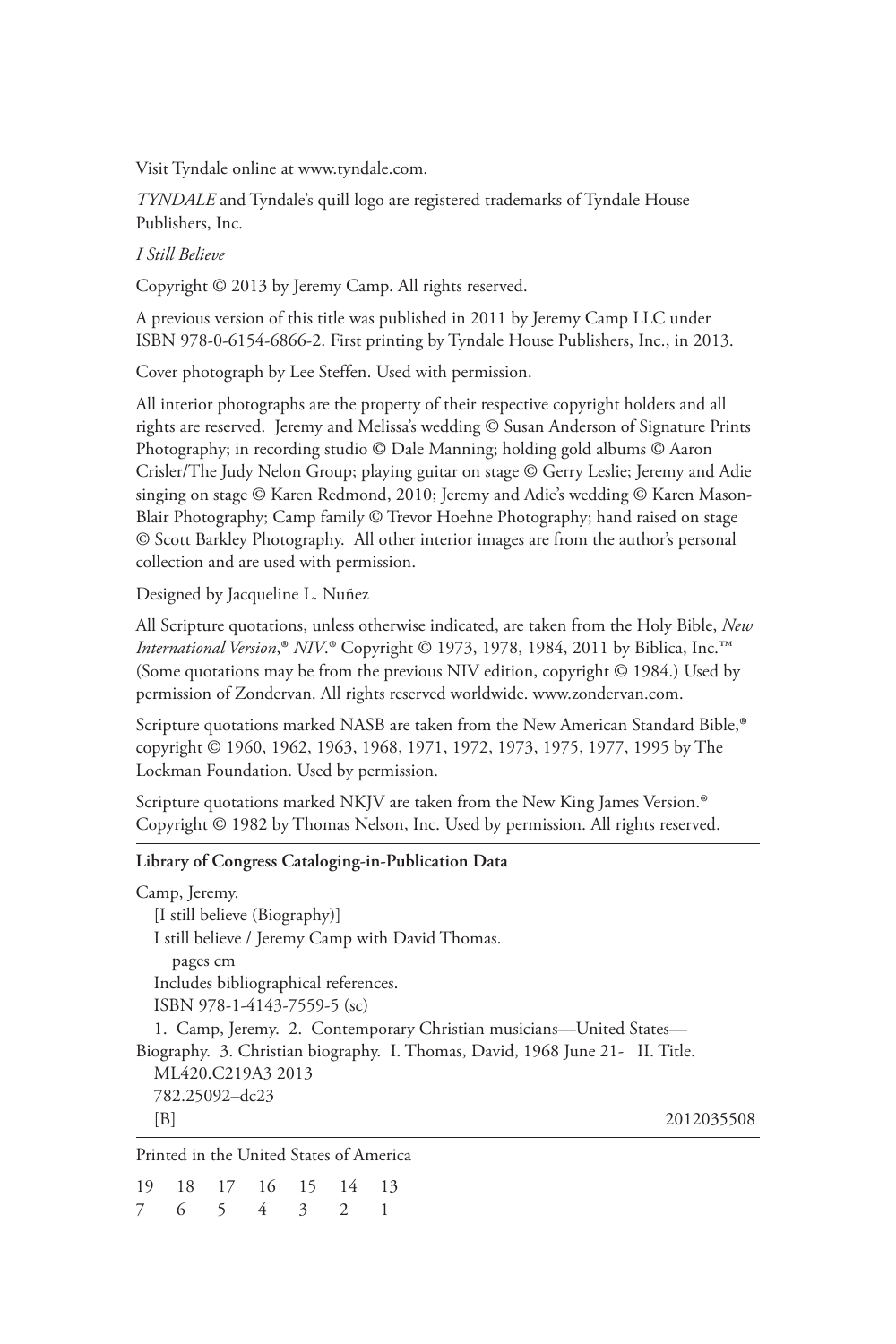Visit Tyndale online at www.tyndale.com.

*TYNDALE* and Tyndale's quill logo are registered trademarks of Tyndale House Publishers, Inc.

*I Still Believe*

Copyright © 2013 by Jeremy Camp. All rights reserved.

A previous version of this title was published in 2011 by Jeremy Camp LLC under ISBN 978-0-6154-6866-2. First printing by Tyndale House Publishers, Inc., in 2013.

Cover photograph by Lee Steffen. Used with permission.

All interior photographs are the property of their respective copyright holders and all rights are reserved. Jeremy and Melissa's wedding © Susan Anderson of Signature Prints Photography; in recording studio © Dale Manning; holding gold albums © Aaron Crisler/The Judy Nelon Group; playing guitar on stage © Gerry Leslie; Jeremy and Adie singing on stage © Karen Redmond, 2010; Jeremy and Adie's wedding © Karen Mason-Blair Photography; Camp family © Trevor Hoehne Photography; hand raised on stage © Scott Barkley Photography. All other interior images are from the author's personal collection and are used with permission.

Designed by Jacqueline L. Nuñez

All Scripture quotations, unless otherwise indicated, are taken from the Holy Bible, *New International Version*,® *NIV*.® Copyright © 1973, 1978, 1984, 2011 by Biblica, Inc.™ (Some quotations may be from the previous NIV edition, copyright © 1984.) Used by permission of Zondervan. All rights reserved worldwide. www.zondervan.com.

Scripture quotations marked NASB are taken from the New American Standard Bible,® copyright © 1960, 1962, 1963, 1968, 1971, 1972, 1973, 1975, 1977, 1995 by The Lockman Foundation. Used by permission.

Scripture quotations marked NKJV are taken from the New King James Version.® Copyright © 1982 by Thomas Nelson, Inc. Used by permission. All rights reserved.

---

**Library of Congress Cataloging-in-Publication Data**

Camp, Jeremy.
  [I still believe (Biography)]
  I still believe / Jeremy Camp with David Thomas.
    pages cm
  Includes bibliographical references.
  ISBN 978-1-4143-7559-5 (sc)
  1. Camp, Jeremy. 2. Contemporary Christian musicians—United States—Biography. 3. Christian biography. I. Thomas, David, 1968 June 21- II. Title.
  ML420.C219A3 2013
  782.25092–dc23
  [B] 2012035508

---

Printed in the United States of America

19 18 17 16 15 14 13
7 6 5 4 3 2 1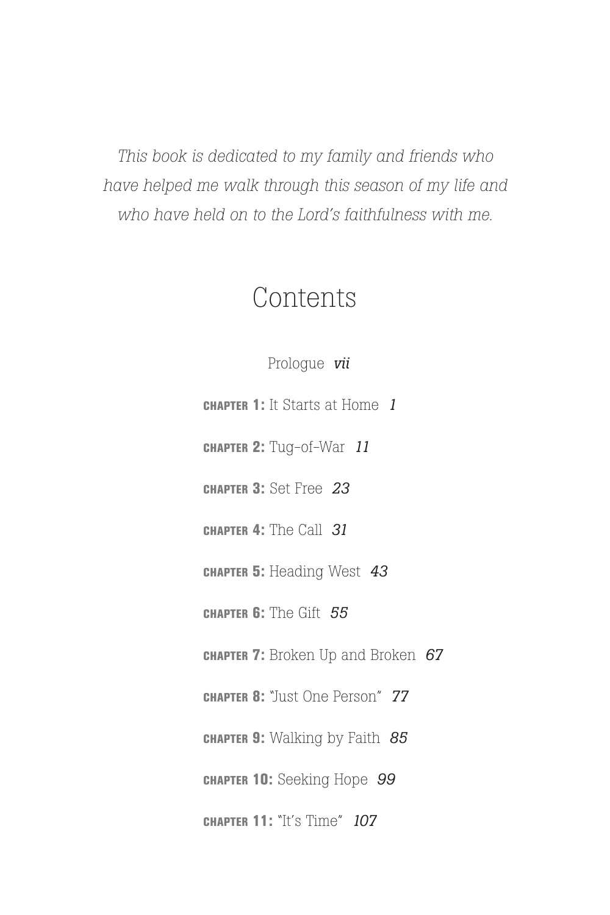*This book is dedicated to my family and friends who have helped me walk through this season of my life and who have held on to the Lord's faithfulness with me.*

# Contents

Prologue *vii*

**CHAPTER 1:** It Starts at Home *1*

**CHAPTER 2:** Tug-of-War *11*

**CHAPTER 3:** Set Free *23*

**CHAPTER 4:** The Call *31*

**CHAPTER 5:** Heading West *43*

**CHAPTER 6:** The Gift *55*

**CHAPTER 7:** Broken Up and Broken *67*

**CHAPTER 8:** "Just One Person" *77*

**CHAPTER 9:** Walking by Faith *85*

**CHAPTER 10:** Seeking Hope *99*

**CHAPTER 11:** "It's Time" *107*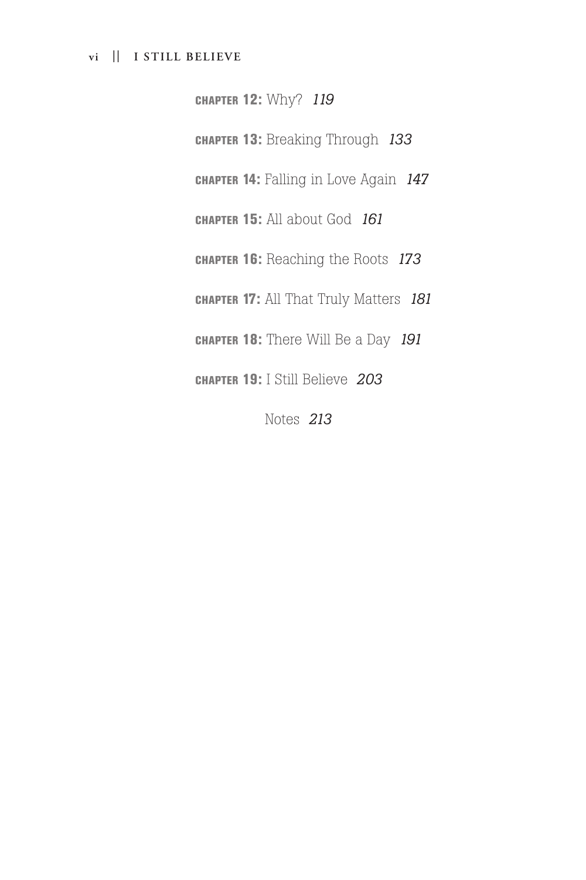**CHAPTER 12:** Why? *119*

**CHAPTER 13:** Breaking Through *133*

**CHAPTER 14:** Falling in Love Again *147*

**CHAPTER 15:** All about God *161*

**CHAPTER 16:** Reaching the Roots *173*

**CHAPTER 17:** All That Truly Matters *181*

**CHAPTER 18:** There Will Be a Day *191*

**CHAPTER 19:** I Still Believe *203*

Notes *213*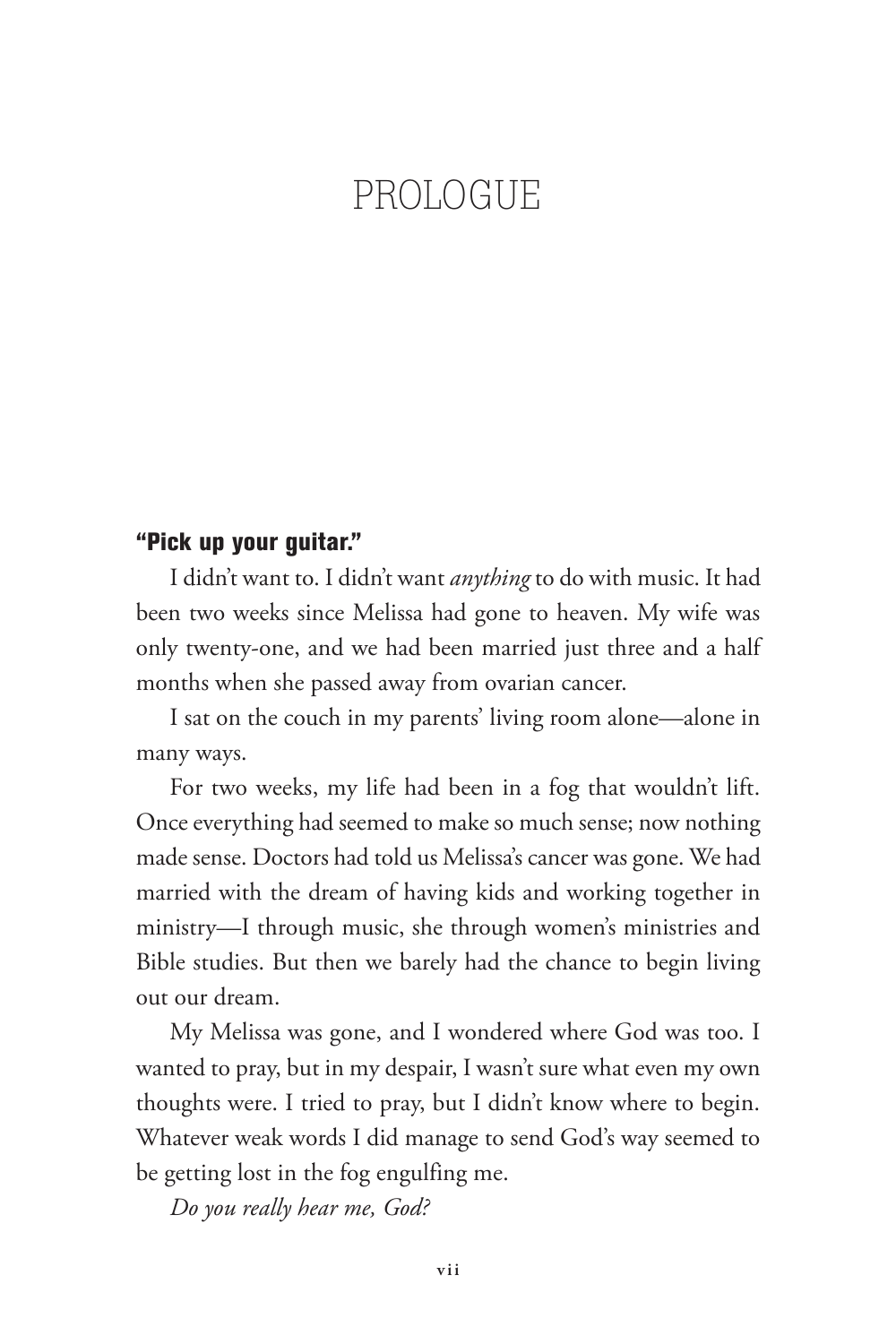# PROLOGUE

**"Pick up your guitar."**

I didn't want to. I didn't want *anything* to do with music. It had been two weeks since Melissa had gone to heaven. My wife was only twenty-one, and we had been married just three and a half months when she passed away from ovarian cancer.

I sat on the couch in my parents' living room alone—alone in many ways.

For two weeks, my life had been in a fog that wouldn't lift. Once everything had seemed to make so much sense; now nothing made sense. Doctors had told us Melissa's cancer was gone. We had married with the dream of having kids and working together in ministry—I through music, she through women's ministries and Bible studies. But then we barely had the chance to begin living out our dream.

My Melissa was gone, and I wondered where God was too. I wanted to pray, but in my despair, I wasn't sure what even my own thoughts were. I tried to pray, but I didn't know where to begin. Whatever weak words I did manage to send God's way seemed to be getting lost in the fog engulfing me.

*Do you really hear me, God?*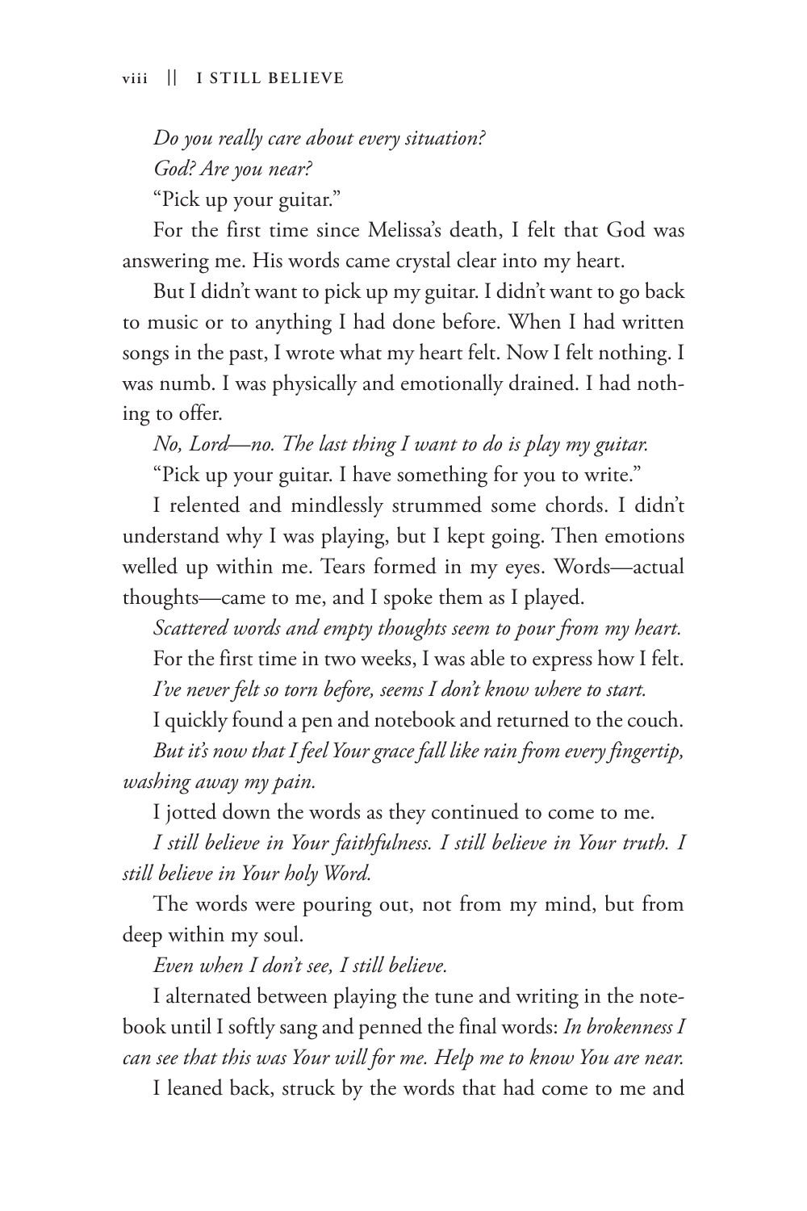*Do you really care about every situation?*

*God? Are you near?*

"Pick up your guitar."

For the first time since Melissa's death, I felt that God was answering me. His words came crystal clear into my heart.

But I didn't want to pick up my guitar. I didn't want to go back to music or to anything I had done before. When I had written songs in the past, I wrote what my heart felt. Now I felt nothing. I was numb. I was physically and emotionally drained. I had nothing to offer.

*No, Lord—no. The last thing I want to do is play my guitar.*

"Pick up your guitar. I have something for you to write."

I relented and mindlessly strummed some chords. I didn't understand why I was playing, but I kept going. Then emotions welled up within me. Tears formed in my eyes. Words—actual thoughts—came to me, and I spoke them as I played.

*Scattered words and empty thoughts seem to pour from my heart.*

For the first time in two weeks, I was able to express how I felt.

*I've never felt so torn before, seems I don't know where to start.*

I quickly found a pen and notebook and returned to the couch.

*But it's now that I feel Your grace fall like rain from every fingertip, washing away my pain.*

I jotted down the words as they continued to come to me.

*I still believe in Your faithfulness. I still believe in Your truth. I still believe in Your holy Word.*

The words were pouring out, not from my mind, but from deep within my soul.

*Even when I don't see, I still believe.*

I alternated between playing the tune and writing in the notebook until I softly sang and penned the final words: *In brokenness I can see that this was Your will for me. Help me to know You are near.*

I leaned back, struck by the words that had come to me and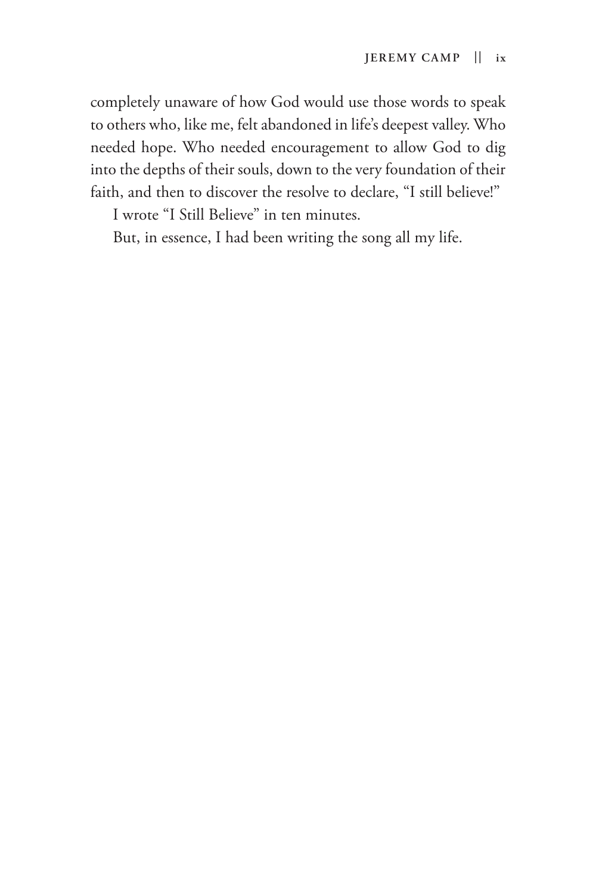completely unaware of how God would use those words to speak to others who, like me, felt abandoned in life's deepest valley. Who needed hope. Who needed encouragement to allow God to dig into the depths of their souls, down to the very foundation of their faith, and then to discover the resolve to declare, "I still believe!"

I wrote "I Still Believe" in ten minutes.

But, in essence, I had been writing the song all my life.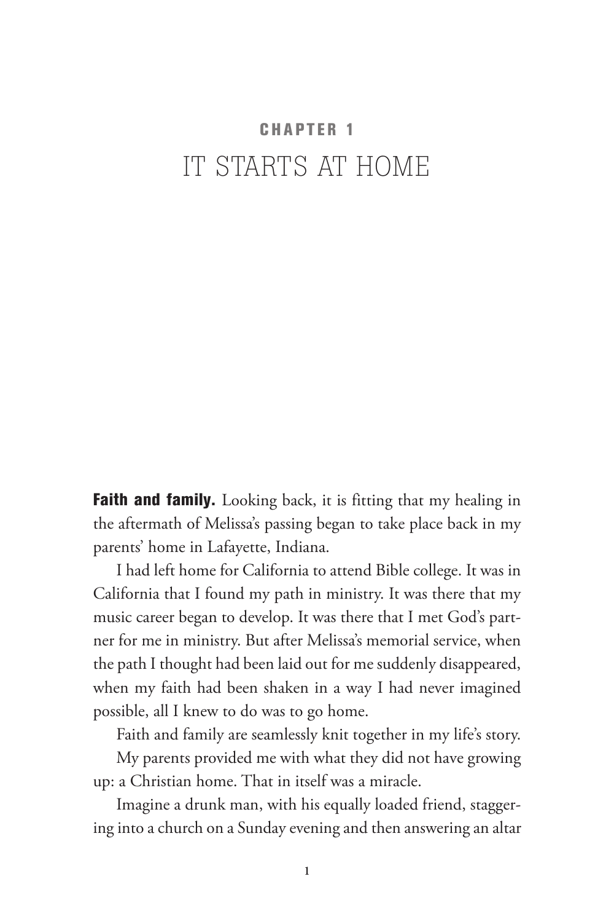## CHAPTER 1

# IT STARTS AT HOME

**Faith and family.** Looking back, it is fitting that my healing in the aftermath of Melissa's passing began to take place back in my parents' home in Lafayette, Indiana.

I had left home for California to attend Bible college. It was in California that I found my path in ministry. It was there that my music career began to develop. It was there that I met God's partner for me in ministry. But after Melissa's memorial service, when the path I thought had been laid out for me suddenly disappeared, when my faith had been shaken in a way I had never imagined possible, all I knew to do was to go home.

Faith and family are seamlessly knit together in my life's story.

My parents provided me with what they did not have growing up: a Christian home. That in itself was a miracle.

Imagine a drunk man, with his equally loaded friend, staggering into a church on a Sunday evening and then answering an altar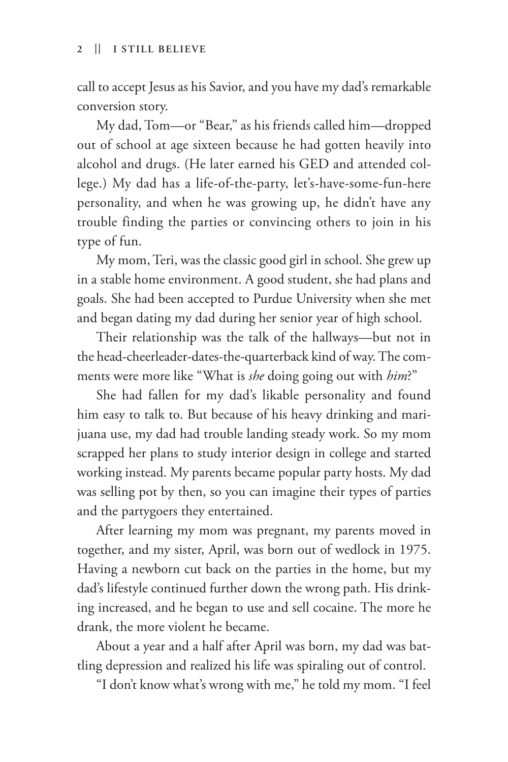call to accept Jesus as his Savior, and you have my dad's remarkable conversion story.

My dad, Tom—or "Bear," as his friends called him—dropped out of school at age sixteen because he had gotten heavily into alcohol and drugs. (He later earned his GED and attended college.) My dad has a life-of-the-party, let's-have-some-fun-here personality, and when he was growing up, he didn't have any trouble finding the parties or convincing others to join in his type of fun.

My mom, Teri, was the classic good girl in school. She grew up in a stable home environment. A good student, she had plans and goals. She had been accepted to Purdue University when she met and began dating my dad during her senior year of high school.

Their relationship was the talk of the hallways—but not in the head-cheerleader-dates-the-quarterback kind of way. The comments were more like "What is *she* doing going out with *him*?"

She had fallen for my dad's likable personality and found him easy to talk to. But because of his heavy drinking and marijuana use, my dad had trouble landing steady work. So my mom scrapped her plans to study interior design in college and started working instead. My parents became popular party hosts. My dad was selling pot by then, so you can imagine their types of parties and the partygoers they entertained.

After learning my mom was pregnant, my parents moved in together, and my sister, April, was born out of wedlock in 1975. Having a newborn cut back on the parties in the home, but my dad's lifestyle continued further down the wrong path. His drinking increased, and he began to use and sell cocaine. The more he drank, the more violent he became.

About a year and a half after April was born, my dad was battling depression and realized his life was spiraling out of control.

"I don't know what's wrong with me," he told my mom. "I feel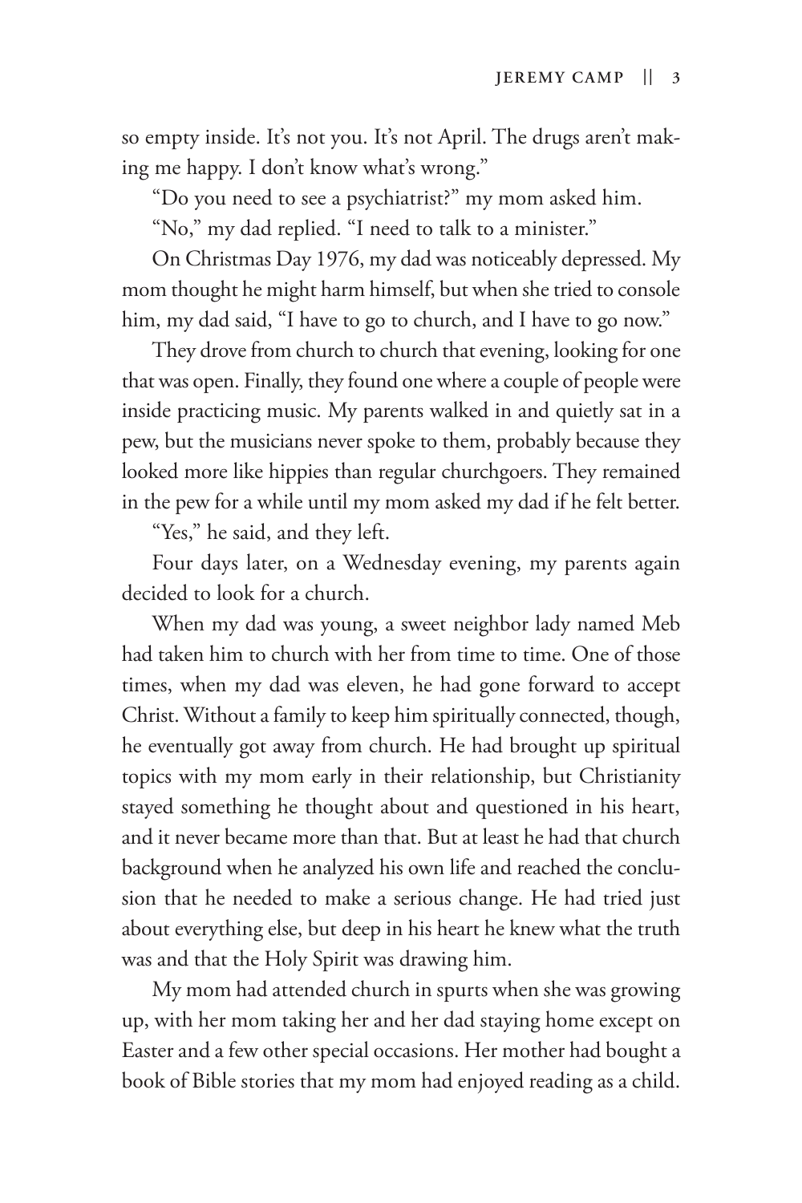so empty inside. It's not you. It's not April. The drugs aren't making me happy. I don't know what's wrong."

"Do you need to see a psychiatrist?" my mom asked him.

"No," my dad replied. "I need to talk to a minister."

On Christmas Day 1976, my dad was noticeably depressed. My mom thought he might harm himself, but when she tried to console him, my dad said, "I have to go to church, and I have to go now."

They drove from church to church that evening, looking for one that was open. Finally, they found one where a couple of people were inside practicing music. My parents walked in and quietly sat in a pew, but the musicians never spoke to them, probably because they looked more like hippies than regular churchgoers. They remained in the pew for a while until my mom asked my dad if he felt better.

"Yes," he said, and they left.

Four days later, on a Wednesday evening, my parents again decided to look for a church.

When my dad was young, a sweet neighbor lady named Meb had taken him to church with her from time to time. One of those times, when my dad was eleven, he had gone forward to accept Christ. Without a family to keep him spiritually connected, though, he eventually got away from church. He had brought up spiritual topics with my mom early in their relationship, but Christianity stayed something he thought about and questioned in his heart, and it never became more than that. But at least he had that church background when he analyzed his own life and reached the conclusion that he needed to make a serious change. He had tried just about everything else, but deep in his heart he knew what the truth was and that the Holy Spirit was drawing him.

My mom had attended church in spurts when she was growing up, with her mom taking her and her dad staying home except on Easter and a few other special occasions. Her mother had bought a book of Bible stories that my mom had enjoyed reading as a child.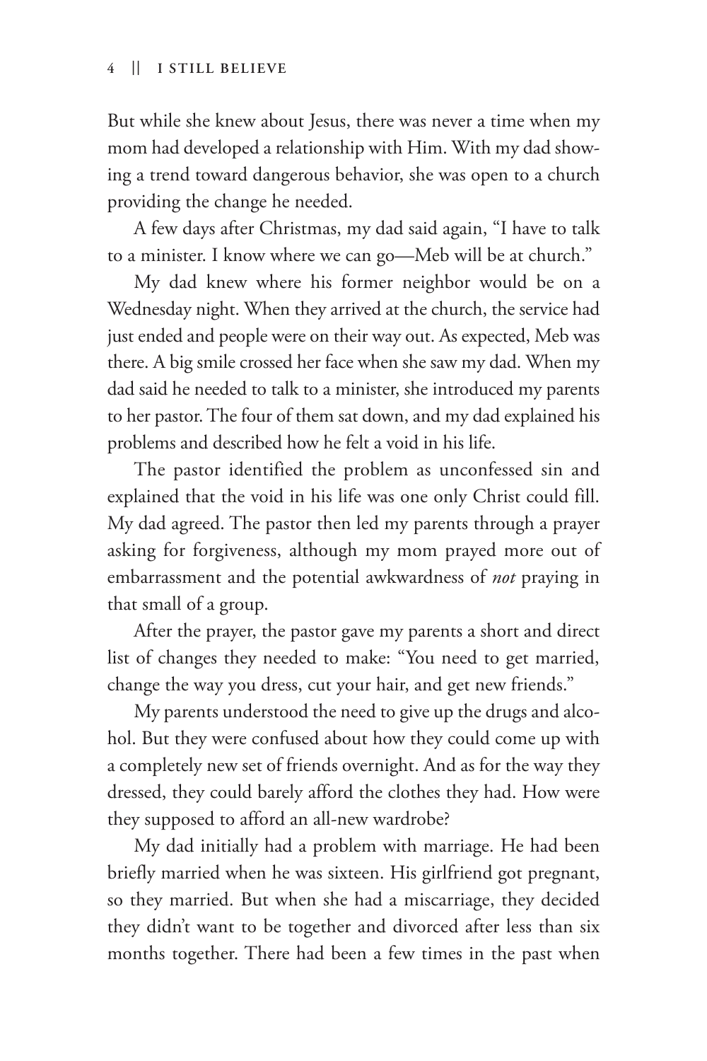But while she knew about Jesus, there was never a time when my mom had developed a relationship with Him. With my dad showing a trend toward dangerous behavior, she was open to a church providing the change he needed.

A few days after Christmas, my dad said again, "I have to talk to a minister. I know where we can go—Meb will be at church."

My dad knew where his former neighbor would be on a Wednesday night. When they arrived at the church, the service had just ended and people were on their way out. As expected, Meb was there. A big smile crossed her face when she saw my dad. When my dad said he needed to talk to a minister, she introduced my parents to her pastor. The four of them sat down, and my dad explained his problems and described how he felt a void in his life.

The pastor identified the problem as unconfessed sin and explained that the void in his life was one only Christ could fill. My dad agreed. The pastor then led my parents through a prayer asking for forgiveness, although my mom prayed more out of embarrassment and the potential awkwardness of *not* praying in that small of a group.

After the prayer, the pastor gave my parents a short and direct list of changes they needed to make: "You need to get married, change the way you dress, cut your hair, and get new friends."

My parents understood the need to give up the drugs and alcohol. But they were confused about how they could come up with a completely new set of friends overnight. And as for the way they dressed, they could barely afford the clothes they had. How were they supposed to afford an all-new wardrobe?

My dad initially had a problem with marriage. He had been briefly married when he was sixteen. His girlfriend got pregnant, so they married. But when she had a miscarriage, they decided they didn't want to be together and divorced after less than six months together. There had been a few times in the past when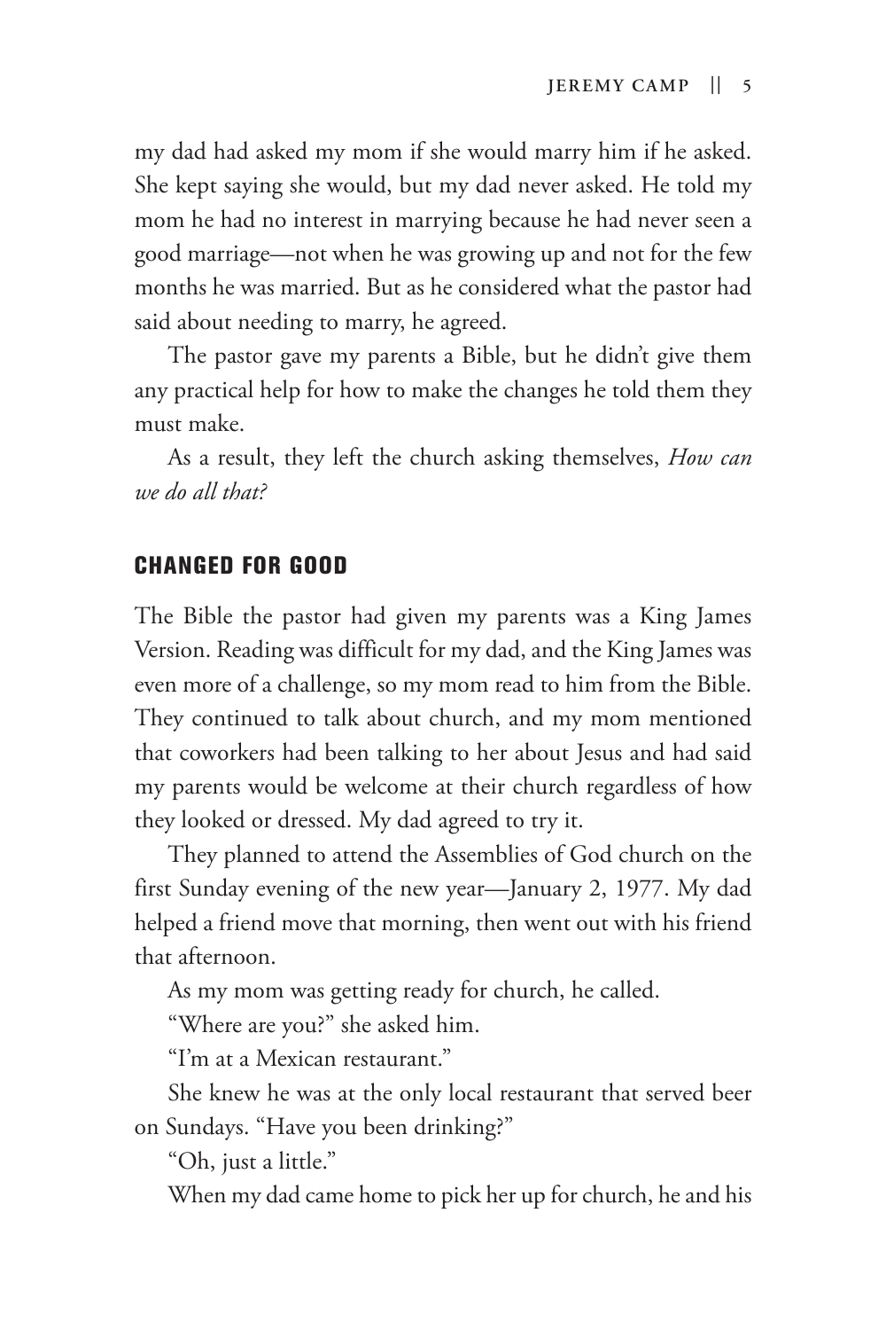my dad had asked my mom if she would marry him if he asked. She kept saying she would, but my dad never asked. He told my mom he had no interest in marrying because he had never seen a good marriage—not when he was growing up and not for the few months he was married. But as he considered what the pastor had said about needing to marry, he agreed.

The pastor gave my parents a Bible, but he didn't give them any practical help for how to make the changes he told them they must make.

As a result, they left the church asking themselves, *How can we do all that?*

## CHANGED FOR GOOD

The Bible the pastor had given my parents was a King James Version. Reading was difficult for my dad, and the King James was even more of a challenge, so my mom read to him from the Bible. They continued to talk about church, and my mom mentioned that coworkers had been talking to her about Jesus and had said my parents would be welcome at their church regardless of how they looked or dressed. My dad agreed to try it.

They planned to attend the Assemblies of God church on the first Sunday evening of the new year—January 2, 1977. My dad helped a friend move that morning, then went out with his friend that afternoon.

As my mom was getting ready for church, he called.

"Where are you?" she asked him.

"I'm at a Mexican restaurant."

She knew he was at the only local restaurant that served beer on Sundays. "Have you been drinking?"

"Oh, just a little."

When my dad came home to pick her up for church, he and his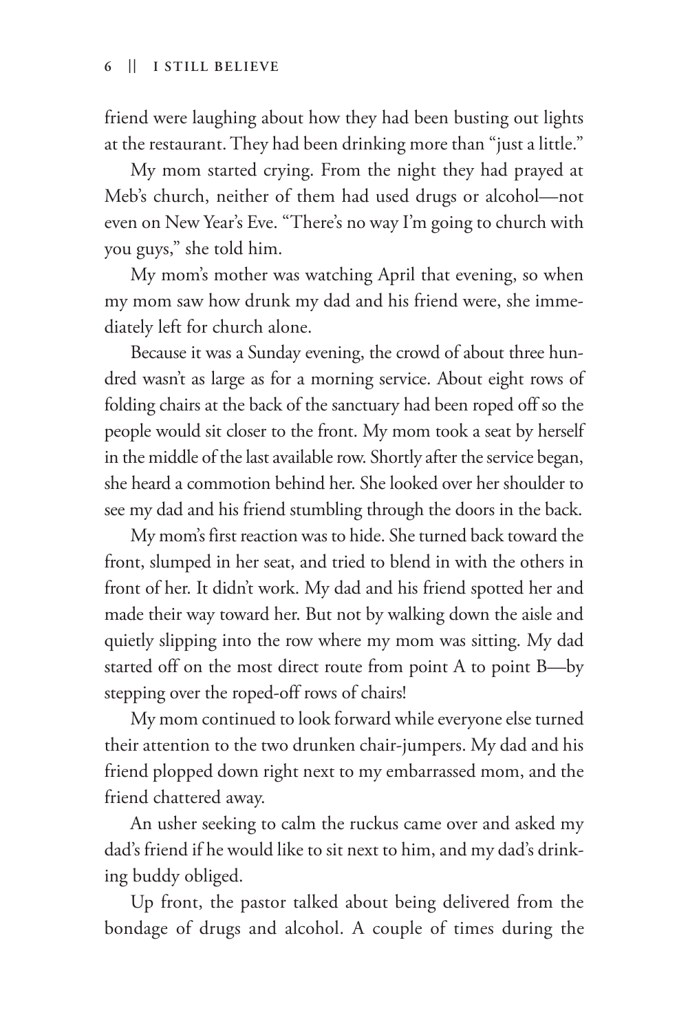friend were laughing about how they had been busting out lights at the restaurant. They had been drinking more than "just a little."

My mom started crying. From the night they had prayed at Meb's church, neither of them had used drugs or alcohol—not even on New Year's Eve. "There's no way I'm going to church with you guys," she told him.

My mom's mother was watching April that evening, so when my mom saw how drunk my dad and his friend were, she immediately left for church alone.

Because it was a Sunday evening, the crowd of about three hundred wasn't as large as for a morning service. About eight rows of folding chairs at the back of the sanctuary had been roped off so the people would sit closer to the front. My mom took a seat by herself in the middle of the last available row. Shortly after the service began, she heard a commotion behind her. She looked over her shoulder to see my dad and his friend stumbling through the doors in the back.

My mom's first reaction was to hide. She turned back toward the front, slumped in her seat, and tried to blend in with the others in front of her. It didn't work. My dad and his friend spotted her and made their way toward her. But not by walking down the aisle and quietly slipping into the row where my mom was sitting. My dad started off on the most direct route from point A to point B—by stepping over the roped-off rows of chairs!

My mom continued to look forward while everyone else turned their attention to the two drunken chair-jumpers. My dad and his friend plopped down right next to my embarrassed mom, and the friend chattered away.

An usher seeking to calm the ruckus came over and asked my dad's friend if he would like to sit next to him, and my dad's drinking buddy obliged.

Up front, the pastor talked about being delivered from the bondage of drugs and alcohol. A couple of times during the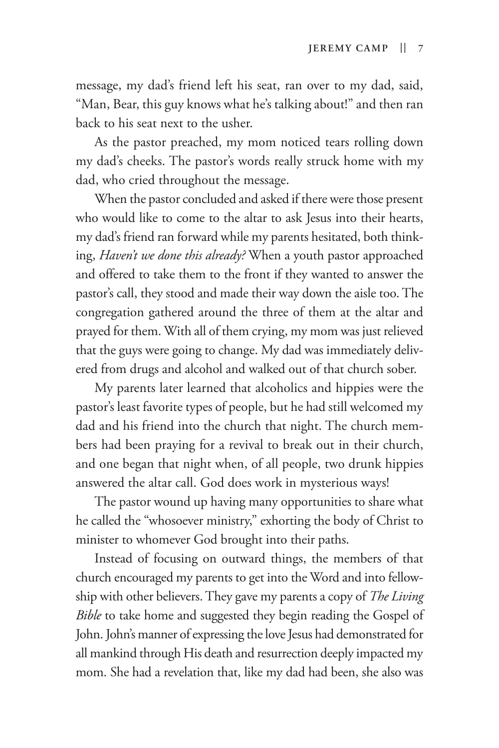message, my dad's friend left his seat, ran over to my dad, said, "Man, Bear, this guy knows what he's talking about!" and then ran back to his seat next to the usher.

As the pastor preached, my mom noticed tears rolling down my dad's cheeks. The pastor's words really struck home with my dad, who cried throughout the message.

When the pastor concluded and asked if there were those present who would like to come to the altar to ask Jesus into their hearts, my dad's friend ran forward while my parents hesitated, both thinking, *Haven't we done this already?* When a youth pastor approached and offered to take them to the front if they wanted to answer the pastor's call, they stood and made their way down the aisle too. The congregation gathered around the three of them at the altar and prayed for them. With all of them crying, my mom was just relieved that the guys were going to change. My dad was immediately delivered from drugs and alcohol and walked out of that church sober.

My parents later learned that alcoholics and hippies were the pastor's least favorite types of people, but he had still welcomed my dad and his friend into the church that night. The church members had been praying for a revival to break out in their church, and one began that night when, of all people, two drunk hippies answered the altar call. God does work in mysterious ways!

The pastor wound up having many opportunities to share what he called the "whosoever ministry," exhorting the body of Christ to minister to whomever God brought into their paths.

Instead of focusing on outward things, the members of that church encouraged my parents to get into the Word and into fellowship with other believers. They gave my parents a copy of *The Living Bible* to take home and suggested they begin reading the Gospel of John. John's manner of expressing the love Jesus had demonstrated for all mankind through His death and resurrection deeply impacted my mom. She had a revelation that, like my dad had been, she also was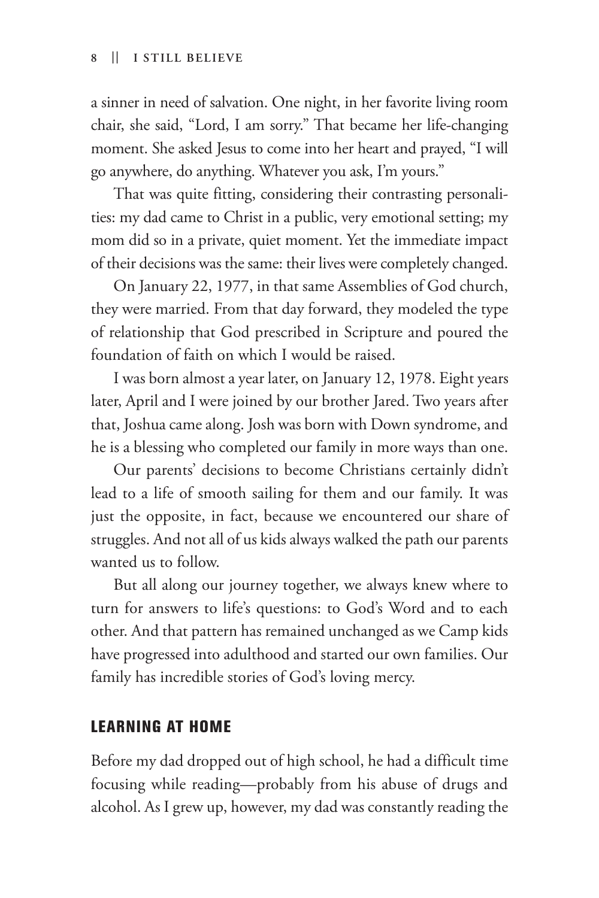a sinner in need of salvation. One night, in her favorite living room chair, she said, "Lord, I am sorry." That became her life-changing moment. She asked Jesus to come into her heart and prayed, "I will go anywhere, do anything. Whatever you ask, I'm yours."

That was quite fitting, considering their contrasting personalities: my dad came to Christ in a public, very emotional setting; my mom did so in a private, quiet moment. Yet the immediate impact of their decisions was the same: their lives were completely changed.

On January 22, 1977, in that same Assemblies of God church, they were married. From that day forward, they modeled the type of relationship that God prescribed in Scripture and poured the foundation of faith on which I would be raised.

I was born almost a year later, on January 12, 1978. Eight years later, April and I were joined by our brother Jared. Two years after that, Joshua came along. Josh was born with Down syndrome, and he is a blessing who completed our family in more ways than one.

Our parents' decisions to become Christians certainly didn't lead to a life of smooth sailing for them and our family. It was just the opposite, in fact, because we encountered our share of struggles. And not all of us kids always walked the path our parents wanted us to follow.

But all along our journey together, we always knew where to turn for answers to life's questions: to God's Word and to each other. And that pattern has remained unchanged as we Camp kids have progressed into adulthood and started our own families. Our family has incredible stories of God's loving mercy.

## LEARNING AT HOME

Before my dad dropped out of high school, he had a difficult time focusing while reading—probably from his abuse of drugs and alcohol. As I grew up, however, my dad was constantly reading the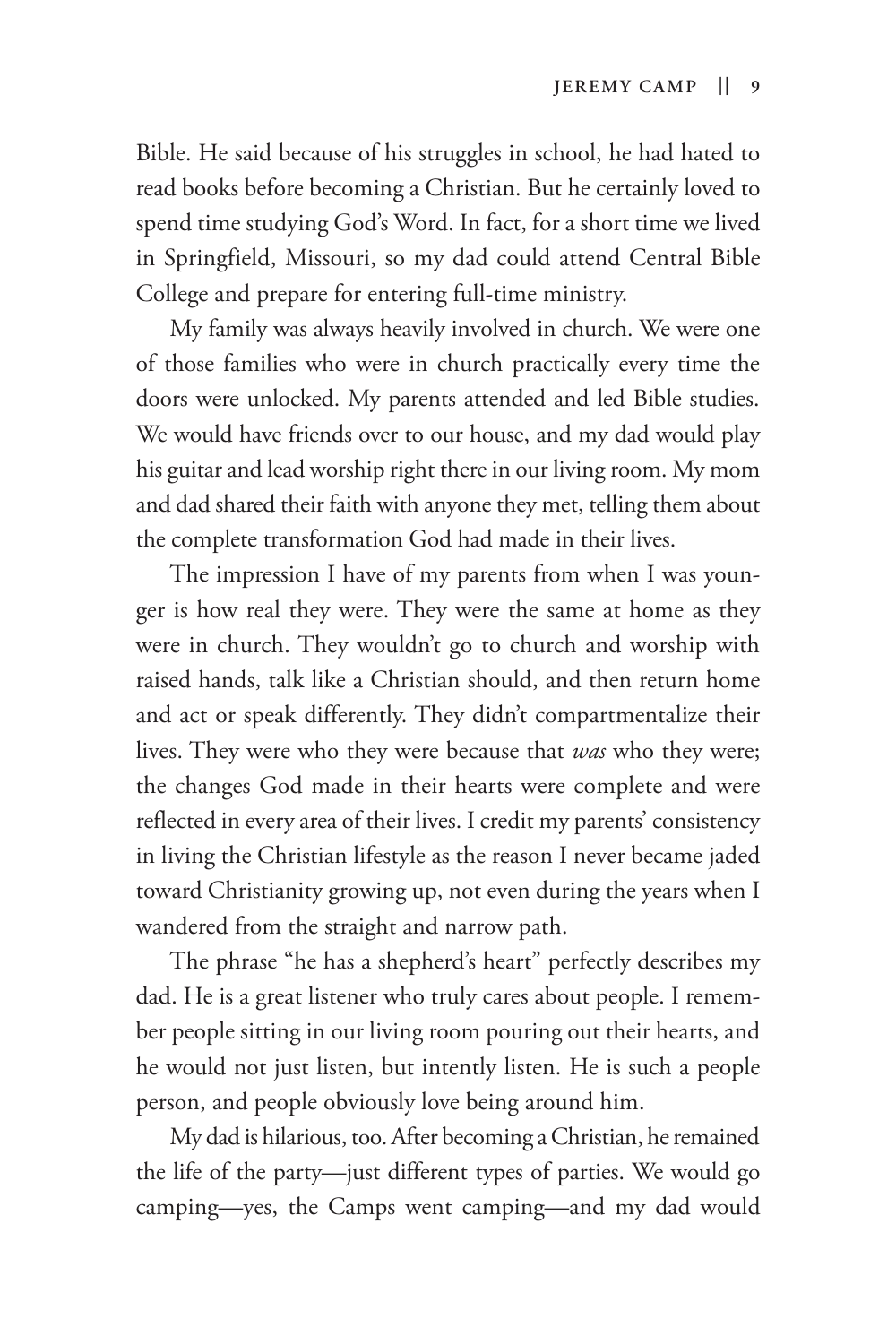Bible. He said because of his struggles in school, he had hated to read books before becoming a Christian. But he certainly loved to spend time studying God's Word. In fact, for a short time we lived in Springfield, Missouri, so my dad could attend Central Bible College and prepare for entering full-time ministry.

My family was always heavily involved in church. We were one of those families who were in church practically every time the doors were unlocked. My parents attended and led Bible studies. We would have friends over to our house, and my dad would play his guitar and lead worship right there in our living room. My mom and dad shared their faith with anyone they met, telling them about the complete transformation God had made in their lives.

The impression I have of my parents from when I was younger is how real they were. They were the same at home as they were in church. They wouldn't go to church and worship with raised hands, talk like a Christian should, and then return home and act or speak differently. They didn't compartmentalize their lives. They were who they were because that *was* who they were; the changes God made in their hearts were complete and were reflected in every area of their lives. I credit my parents' consistency in living the Christian lifestyle as the reason I never became jaded toward Christianity growing up, not even during the years when I wandered from the straight and narrow path.

The phrase "he has a shepherd's heart" perfectly describes my dad. He is a great listener who truly cares about people. I remember people sitting in our living room pouring out their hearts, and he would not just listen, but intently listen. He is such a people person, and people obviously love being around him.

My dad is hilarious, too. After becoming a Christian, he remained the life of the party—just different types of parties. We would go camping—yes, the Camps went camping—and my dad would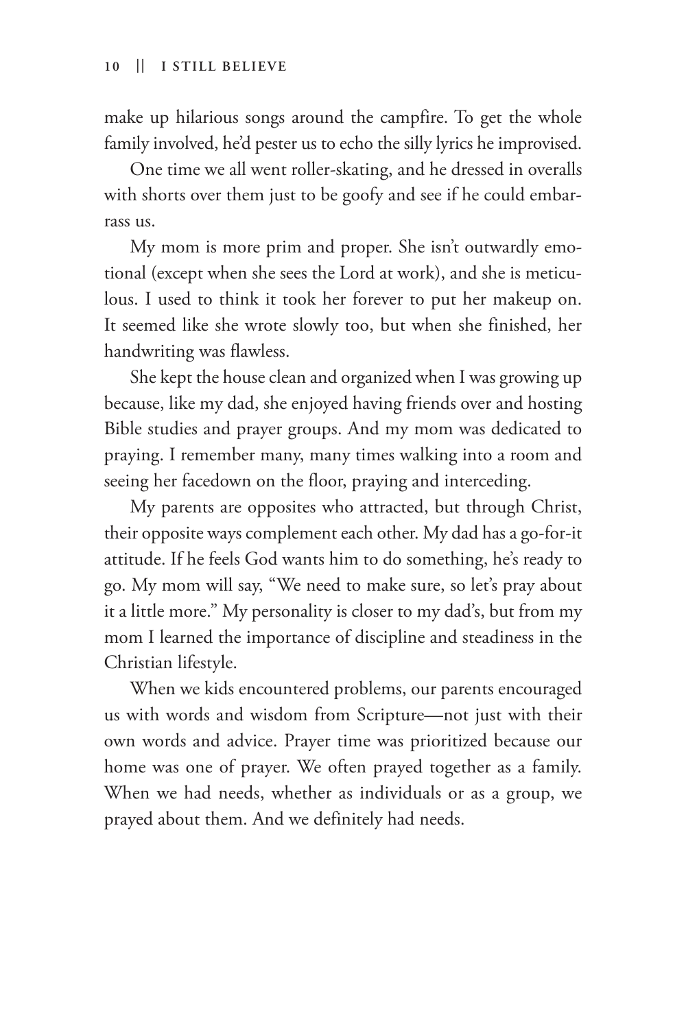make up hilarious songs around the campfire. To get the whole family involved, he'd pester us to echo the silly lyrics he improvised.

One time we all went roller-skating, and he dressed in overalls with shorts over them just to be goofy and see if he could embarrass us.

My mom is more prim and proper. She isn't outwardly emotional (except when she sees the Lord at work), and she is meticulous. I used to think it took her forever to put her makeup on. It seemed like she wrote slowly too, but when she finished, her handwriting was flawless.

She kept the house clean and organized when I was growing up because, like my dad, she enjoyed having friends over and hosting Bible studies and prayer groups. And my mom was dedicated to praying. I remember many, many times walking into a room and seeing her facedown on the floor, praying and interceding.

My parents are opposites who attracted, but through Christ, their opposite ways complement each other. My dad has a go-for-it attitude. If he feels God wants him to do something, he's ready to go. My mom will say, "We need to make sure, so let's pray about it a little more." My personality is closer to my dad's, but from my mom I learned the importance of discipline and steadiness in the Christian lifestyle.

When we kids encountered problems, our parents encouraged us with words and wisdom from Scripture—not just with their own words and advice. Prayer time was prioritized because our home was one of prayer. We often prayed together as a family. When we had needs, whether as individuals or as a group, we prayed about them. And we definitely had needs.